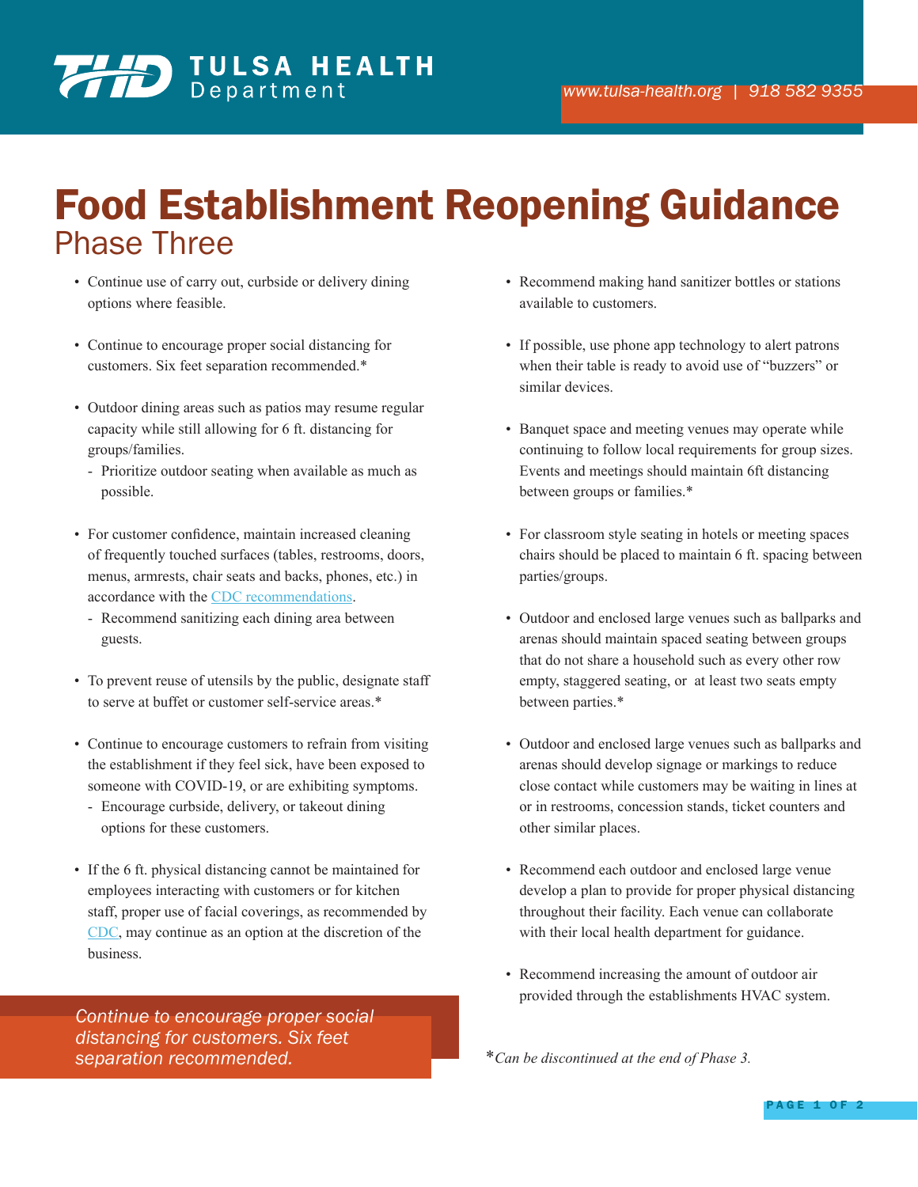# Food Establishment Reopening Guidance

## Phase Three

- Continue use of carry out, curbside or delivery dining options where feasible.
- Continue to encourage proper social distancing for customers. Six feet separation recommended.*
- Outdoor dining areas such as patios may resume regular capacity while still allowing for 6 ft. distancing for groups/families.
  - Prioritize outdoor seating when available as much as possible.
- For customer confidence, maintain increased cleaning of frequently touched surfaces (tables, restrooms, doors, menus, armrests, chair seats and backs, phones, etc.) in accordance with the CDC recommendations.
  - Recommend sanitizing each dining area between guests.
- To prevent reuse of utensils by the public, designate staff to serve at buffet or customer self-service areas.*
- Continue to encourage customers to refrain from visiting the establishment if they feel sick, have been exposed to someone with COVID-19, or are exhibiting symptoms.
  - Encourage curbside, delivery, or takeout dining options for these customers.
- If the 6 ft. physical distancing cannot be maintained for employees interacting with customers or for kitchen staff, proper use of facial coverings, as recommended by CDC, may continue as an option at the discretion of the business.

*Continue to encourage proper social distancing for customers. Six feet separation recommended.*

- Recommend making hand sanitizer bottles or stations available to customers.
- If possible, use phone app technology to alert patrons when their table is ready to avoid use of "buzzers" or similar devices.
- Banquet space and meeting venues may operate while continuing to follow local requirements for group sizes. Events and meetings should maintain 6ft distancing between groups or families.*
- For classroom style seating in hotels or meeting spaces chairs should be placed to maintain 6 ft. spacing between parties/groups.
- Outdoor and enclosed large venues such as ballparks and arenas should maintain spaced seating between groups that do not share a household such as every other row empty, staggered seating, or at least two seats empty between parties.*
- Outdoor and enclosed large venues such as ballparks and arenas should develop signage or markings to reduce close contact while customers may be waiting in lines at or in restrooms, concession stands, ticket counters and other similar places.
- Recommend each outdoor and enclosed large venue develop a plan to provide for proper physical distancing throughout their facility. Each venue can collaborate with their local health department for guidance.
- Recommend increasing the amount of outdoor air provided through the establishments HVAC system.

*\*Can be discontinued at the end of Phase 3.*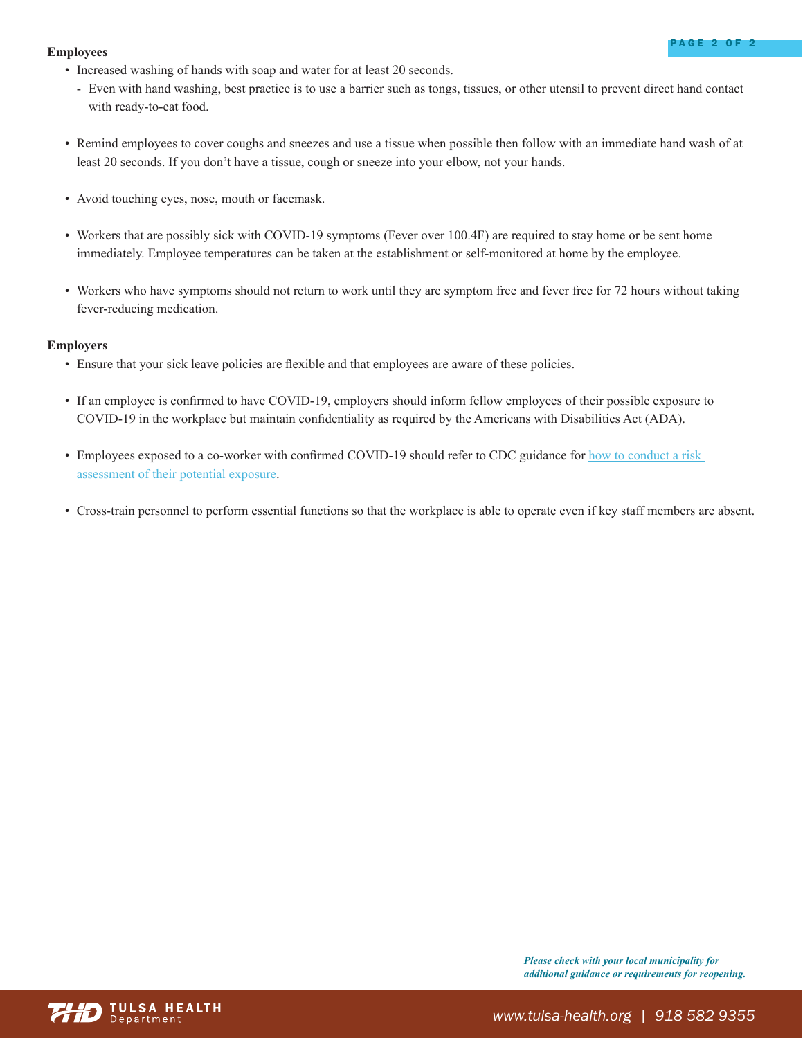**Employees**

- Increased washing of hands with soap and water for at least 20 seconds.
  - Even with hand washing, best practice is to use a barrier such as tongs, tissues, or other utensil to prevent direct hand contact with ready-to-eat food.
- Remind employees to cover coughs and sneezes and use a tissue when possible then follow with an immediate hand wash of at least 20 seconds. If you don't have a tissue, cough or sneeze into your elbow, not your hands.
- Avoid touching eyes, nose, mouth or facemask.
- Workers that are possibly sick with COVID-19 symptoms (Fever over 100.4F) are required to stay home or be sent home immediately. Employee temperatures can be taken at the establishment or self-monitored at home by the employee.
- Workers who have symptoms should not return to work until they are symptom free and fever free for 72 hours without taking fever-reducing medication.

**Employers**

- Ensure that your sick leave policies are flexible and that employees are aware of these policies.
- If an employee is confirmed to have COVID-19, employers should inform fellow employees of their possible exposure to COVID-19 in the workplace but maintain confidentiality as required by the Americans with Disabilities Act (ADA).
- Employees exposed to a co-worker with confirmed COVID-19 should refer to CDC guidance for how to conduct a risk assessment of their potential exposure.
- Cross-train personnel to perform essential functions so that the workplace is able to operate even if key staff members are absent.

*Please check with your local municipality for additional guidance or requirements for reopening.*

TULSA HEALTH Department

www.tulsa-health.org | 918 582 9355